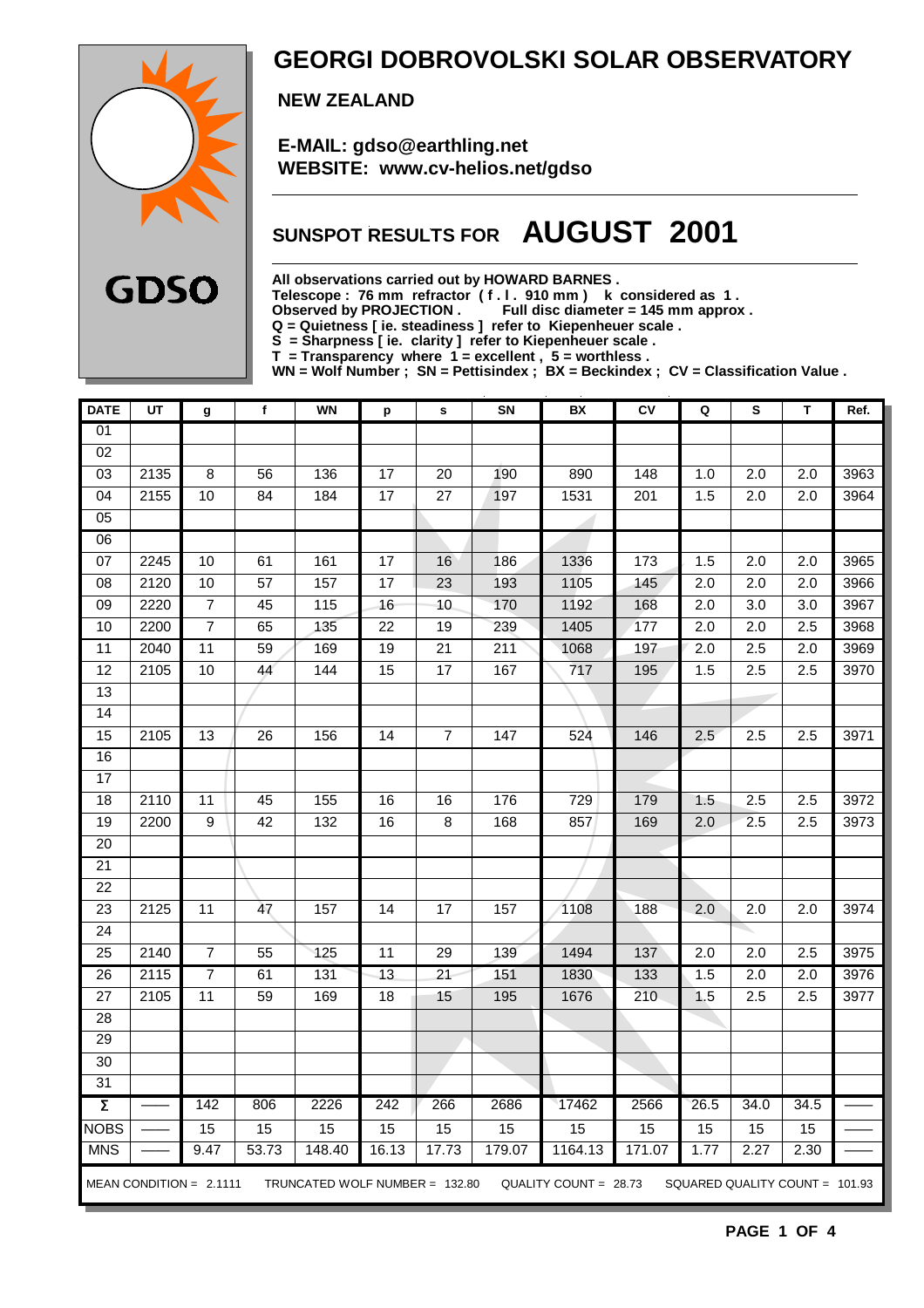# GEORGI DOBROVOLSKI SOLAR OBSERVATORY

**NEW ZEALAND**

**E-MAIL: gdso@earthling.net**
**WEBSITE: www.cv-helios.net/gdso**

GDSO

## SUNSPOT RESULTS FOR AUGUST 2001

**All observations carried out by HOWARD BARNES .**
**Telescope : 76 mm refractor ( f . l . 910 mm ) k considered as 1 .**
**Observed by PROJECTION . Full disc diameter = 145 mm approx .**
**Q = Quietness [ ie. steadiness ] refer to Kiepenheuer scale .**
**S = Sharpness [ ie. clarity ] refer to Kiepenheuer scale .**
**T = Transparency where 1 = excellent , 5 = worthless .**
**WN = Wolf Number ; SN = Pettisindex ; BX = Beckindex ; CV = Classification Value .**

| DATE | UT | g | f | WN | p | s | SN | BX | CV | Q | S | T | Ref. |
|---|---|---|---|---|---|---|---|---|---|---|---|---|---|
| 01 | | | | | | | | | | | | | |
| 02 | | | | | | | | | | | | | |
| 03 | 2135 | 8 | 56 | 136 | 17 | 20 | 190 | 890 | 148 | 1.0 | 2.0 | 2.0 | 3963 |
| 04 | 2155 | 10 | 84 | 184 | 17 | 27 | 197 | 1531 | 201 | 1.5 | 2.0 | 2.0 | 3964 |
| 05 | | | | | | | | | | | | | |
| 06 | | | | | | | | | | | | | |
| 07 | 2245 | 10 | 61 | 161 | 17 | 16 | 186 | 1336 | 173 | 1.5 | 2.0 | 2.0 | 3965 |
| 08 | 2120 | 10 | 57 | 157 | 17 | 23 | 193 | 1105 | 145 | 2.0 | 2.0 | 2.0 | 3966 |
| 09 | 2220 | 7 | 45 | 115 | 16 | 10 | 170 | 1192 | 168 | 2.0 | 3.0 | 3.0 | 3967 |
| 10 | 2200 | 7 | 65 | 135 | 22 | 19 | 239 | 1405 | 177 | 2.0 | 2.0 | 2.5 | 3968 |
| 11 | 2040 | 11 | 59 | 169 | 19 | 21 | 211 | 1068 | 197 | 2.0 | 2.5 | 2.0 | 3969 |
| 12 | 2105 | 10 | 44 | 144 | 15 | 17 | 167 | 717 | 195 | 1.5 | 2.5 | 2.5 | 3970 |
| 13 | | | | | | | | | | | | | |
| 14 | | | | | | | | | | | | | |
| 15 | 2105 | 13 | 26 | 156 | 14 | 7 | 147 | 524 | 146 | 2.5 | 2.5 | 2.5 | 3971 |
| 16 | | | | | | | | | | | | | |
| 17 | | | | | | | | | | | | | |
| 18 | 2110 | 11 | 45 | 155 | 16 | 16 | 176 | 729 | 179 | 1.5 | 2.5 | 2.5 | 3972 |
| 19 | 2200 | 9 | 42 | 132 | 16 | 8 | 168 | 857 | 169 | 2.0 | 2.5 | 2.5 | 3973 |
| 20 | | | | | | | | | | | | | |
| 21 | | | | | | | | | | | | | |
| 22 | | | | | | | | | | | | | |
| 23 | 2125 | 11 | 47 | 157 | 14 | 17 | 157 | 1108 | 188 | 2.0 | 2.0 | 2.0 | 3974 |
| 24 | | | | | | | | | | | | | |
| 25 | 2140 | 7 | 55 | 125 | 11 | 29 | 139 | 1494 | 137 | 2.0 | 2.0 | 2.5 | 3975 |
| 26 | 2115 | 7 | 61 | 131 | 13 | 21 | 151 | 1830 | 133 | 1.5 | 2.0 | 2.0 | 3976 |
| 27 | 2105 | 11 | 59 | 169 | 18 | 15 | 195 | 1676 | 210 | 1.5 | 2.5 | 2.5 | 3977 |
| 28 | | | | | | | | | | | | | |
| 29 | | | | | | | | | | | | | |
| 30 | | | | | | | | | | | | | |
| 31 | | | | | | | | | | | | | |
| Σ | —— | 142 | 806 | 2226 | 242 | 266 | 2686 | 17462 | 2566 | 26.5 | 34.0 | 34.5 | —— |
| NOBS | —— | 15 | 15 | 15 | 15 | 15 | 15 | 15 | 15 | 15 | 15 | 15 | —— |
| MNS | —— | 9.47 | 53.73 | 148.40 | 16.13 | 17.73 | 179.07 | 1164.13 | 171.07 | 1.77 | 2.27 | 2.30 | —— |

MEAN CONDITION = 2.1111 TRUNCATED WOLF NUMBER = 132.80 QUALITY COUNT = 28.73 SQUARED QUALITY COUNT = 101.93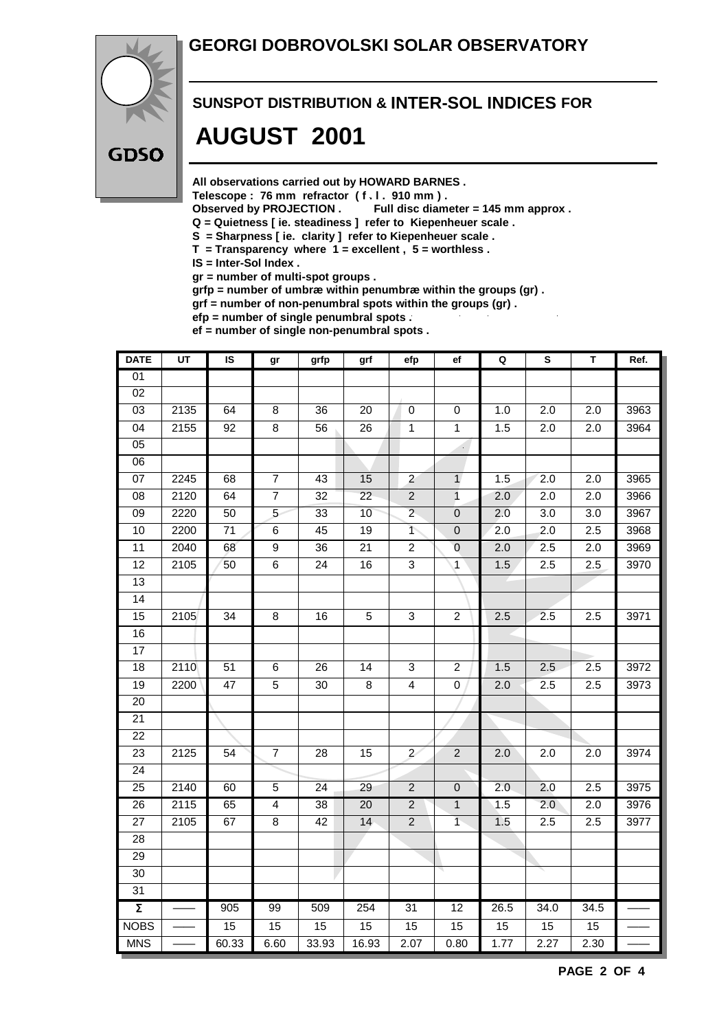# GEORGI DOBROVOLSKI SOLAR OBSERVATORY

## SUNSPOT DISTRIBUTION & INTER-SOL INDICES FOR

# AUGUST 2001

**All observations carried out by HOWARD BARNES .**
**Telescope : 76 mm refractor ( f . l . 910 mm ) .**
**Observed by PROJECTION . Full disc diameter = 145 mm approx .**
**Q = Quietness [ ie. steadiness ] refer to Kiepenheuer scale .**
**S = Sharpness [ ie. clarity ] refer to Kiepenheuer scale .**
**T = Transparency where 1 = excellent , 5 = worthless .**
**IS = Inter-Sol Index .**
**gr = number of multi-spot groups .**
**grfp = number of umbræ within penumbræ within the groups (gr) .**
**grf = number of non-penumbral spots within the groups (gr) .**
**efp = number of single penumbral spots .**
**ef = number of single non-penumbral spots .**

| DATE | UT | IS | gr | grfp | grf | efp | ef | Q | S | T | Ref. |
|---|---|---|---|---|---|---|---|---|---|---|---|
| 01 | | | | | | | | | | | |
| 02 | | | | | | | | | | | |
| 03 | 2135 | 64 | 8 | 36 | 20 | 0 | 0 | 1.0 | 2.0 | 2.0 | 3963 |
| 04 | 2155 | 92 | 8 | 56 | 26 | 1 | 1 | 1.5 | 2.0 | 2.0 | 3964 |
| 05 | | | | | | | | | | | |
| 06 | | | | | | | | | | | |
| 07 | 2245 | 68 | 7 | 43 | 15 | 2 | 1 | 1.5 | 2.0 | 2.0 | 3965 |
| 08 | 2120 | 64 | 7 | 32 | 22 | 2 | 1 | 2.0 | 2.0 | 2.0 | 3966 |
| 09 | 2220 | 50 | 5 | 33 | 10 | 2 | 0 | 2.0 | 3.0 | 3.0 | 3967 |
| 10 | 2200 | 71 | 6 | 45 | 19 | 1 | 0 | 2.0 | 2.0 | 2.5 | 3968 |
| 11 | 2040 | 68 | 9 | 36 | 21 | 2 | 0 | 2.0 | 2.5 | 2.0 | 3969 |
| 12 | 2105 | 50 | 6 | 24 | 16 | 3 | 1 | 1.5 | 2.5 | 2.5 | 3970 |
| 13 | | | | | | | | | | | |
| 14 | | | | | | | | | | | |
| 15 | 2105 | 34 | 8 | 16 | 5 | 3 | 2 | 2.5 | 2.5 | 2.5 | 3971 |
| 16 | | | | | | | | | | | |
| 17 | | | | | | | | | | | |
| 18 | 2110 | 51 | 6 | 26 | 14 | 3 | 2 | 1.5 | 2.5 | 2.5 | 3972 |
| 19 | 2200 | 47 | 5 | 30 | 8 | 4 | 0 | 2.0 | 2.5 | 2.5 | 3973 |
| 20 | | | | | | | | | | | |
| 21 | | | | | | | | | | | |
| 22 | | | | | | | | | | | |
| 23 | 2125 | 54 | 7 | 28 | 15 | 2 | 2 | 2.0 | 2.0 | 2.0 | 3974 |
| 24 | | | | | | | | | | | |
| 25 | 2140 | 60 | 5 | 24 | 29 | 2 | 0 | 2.0 | 2.0 | 2.5 | 3975 |
| 26 | 2115 | 65 | 4 | 38 | 20 | 2 | 1 | 1.5 | 2.0 | 2.0 | 3976 |
| 27 | 2105 | 67 | 8 | 42 | 14 | 2 | 1 | 1.5 | 2.5 | 2.5 | 3977 |
| 28 | | | | | | | | | | | |
| 29 | | | | | | | | | | | |
| 30 | | | | | | | | | | | |
| 31 | | | | | | | | | | | |
| Σ | —— | 905 | 99 | 509 | 254 | 31 | 12 | 26.5 | 34.0 | 34.5 | —— |
| NOBS | —— | 15 | 15 | 15 | 15 | 15 | 15 | 15 | 15 | 15 | —— |
| MNS | —— | 60.33 | 6.60 | 33.93 | 16.93 | 2.07 | 0.80 | 1.77 | 2.27 | 2.30 | —— |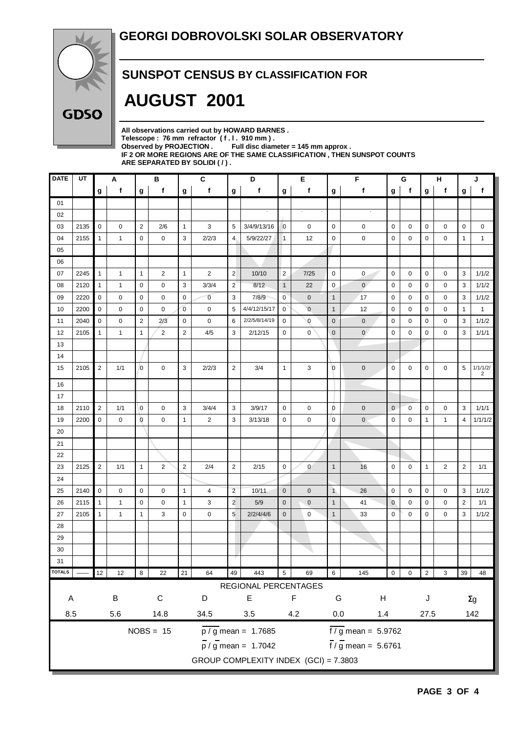# GEORGI DOBROVOLSKI SOLAR OBSERVATORY

GDSO

## SUNSPOT CENSUS BY CLASSIFICATION FOR

# AUGUST 2001

**All observations carried out by HOWARD BARNES .**
**Telescope : 76 mm refractor ( f . l . 910 mm ) .**
**Observed by PROJECTION . Full disc diameter = 145 mm approx .**
**IF 2 OR MORE REGIONS ARE OF THE SAME CLASSIFICATION , THEN SUNSPOT COUNTS ARE SEPARATED BY SOLIDI ( / ) .**

| DATE | UT | A | | B | | C | | D | | E | | F | | G | | H | | J | |
|---|---|---|---|---|---|---|---|---|---|---|---|---|---|---|---|---|---|---|---|
| | | g | f | g | f | g | f | g | f | g | f | g | f | g | f | g | f | g | f |
| 01 | | | | | | | | | | | | | | | | | | | |
| 02 | | | | | | | | | | | | | | | | | | | |
| 03 | 2135 | 0 | 0 | 2 | 2/6 | 1 | 3 | 5 | 3/4/9/13/16 | 0 | 0 | 0 | 0 | 0 | 0 | 0 | 0 | 0 | 0 |
| 04 | 2155 | 1 | 1 | 0 | 0 | 3 | 2/2/3 | 4 | 5/9/22/27 | 1 | 12 | 0 | 0 | 0 | 0 | 0 | 0 | 1 | 1 |
| 05 | | | | | | | | | | | | | | | | | | | |
| 06 | | | | | | | | | | | | | | | | | | | |
| 07 | 2245 | 1 | 1 | 1 | 2 | 1 | 2 | 2 | 10/10 | 2 | 7/25 | 0 | 0 | 0 | 0 | 0 | 0 | 3 | 1/1/2 |
| 08 | 2120 | 1 | 1 | 0 | 0 | 3 | 3/3/4 | 2 | 8/12 | 1 | 22 | 0 | 0 | 0 | 0 | 0 | 0 | 3 | 1/1/2 |
| 09 | 2220 | 0 | 0 | 0 | 0 | 0 | 0 | 3 | 7/8/9 | 0 | 0 | 1 | 17 | 0 | 0 | 0 | 0 | 3 | 1/1/2 |
| 10 | 2200 | 0 | 0 | 0 | 0 | 0 | 0 | 5 | 4/4/12/15/17 | 0 | 0 | 1 | 12 | 0 | 0 | 0 | 0 | 1 | 1 |
| 11 | 2040 | 0 | 0 | 2 | 2/3 | 0 | 0 | 6 | 2/2/5/8/14/19 | 0 | 0 | 0 | 0 | 0 | 0 | 0 | 0 | 3 | 1/1/2 |
| 12 | 2105 | 1 | 1 | 1 | 2 | 2 | 4/5 | 3 | 2/12/15 | 0 | 0 | 0 | 0 | 0 | 0 | 0 | 0 | 3 | 1/1/1 |
| 13 | | | | | | | | | | | | | | | | | | | |
| 14 | | | | | | | | | | | | | | | | | | | |
| 15 | 2105 | 2 | 1/1 | 0 | 0 | 3 | 2/2/3 | 2 | 3/4 | 1 | 3 | 0 | 0 | 0 | 0 | 0 | 0 | 5 | 1/1/1/2/2 |
| 16 | | | | | | | | | | | | | | | | | | | |
| 17 | | | | | | | | | | | | | | | | | | | |
| 18 | 2110 | 2 | 1/1 | 0 | 0 | 3 | 3/4/4 | 3 | 3/9/17 | 0 | 0 | 0 | 0 | 0 | 0 | 0 | 0 | 3 | 1/1/1 |
| 19 | 2200 | 0 | 0 | 0 | 0 | 1 | 2 | 3 | 3/13/18 | 0 | 0 | 0 | 0 | 0 | 0 | 1 | 1 | 4 | 1/1/1/2 |
| 20 | | | | | | | | | | | | | | | | | | | |
| 21 | | | | | | | | | | | | | | | | | | | |
| 22 | | | | | | | | | | | | | | | | | | | |
| 23 | 2125 | 2 | 1/1 | 1 | 2 | 2 | 2/4 | 2 | 2/15 | 0 | 0 | 1 | 16 | 0 | 0 | 1 | 2 | 2 | 1/1 |
| 24 | | | | | | | | | | | | | | | | | | | |
| 25 | 2140 | 0 | 0 | 0 | 0 | 1 | 4 | 2 | 10/11 | 0 | 0 | 1 | 26 | 0 | 0 | 0 | 0 | 3 | 1/1/2 |
| 26 | 2115 | 1 | 1 | 0 | 0 | 1 | 3 | 2 | 5/9 | 0 | 0 | 1 | 41 | 0 | 0 | 0 | 0 | 2 | 1/1 |
| 27 | 2105 | 1 | 1 | 1 | 3 | 0 | 0 | 5 | 2/2/4/4/6 | 0 | 0 | 1 | 33 | 0 | 0 | 0 | 0 | 3 | 1/1/2 |
| 28 | | | | | | | | | | | | | | | | | | | |
| 29 | | | | | | | | | | | | | | | | | | | |
| 30 | | | | | | | | | | | | | | | | | | | |
| 31 | | | | | | | | | | | | | | | | | | | |
| TOTALS | —— | 12 | 12 | 8 | 22 | 21 | 64 | 49 | 443 | 5 | 69 | 6 | 145 | 0 | 0 | 2 | 3 | 39 | 48 |

**REGIONAL PERCENTAGES**

| A | B | C | D | E | F | G | H | J | Σg |
|---|---|---|---|---|---|---|---|---|---|
| 8.5 | 5.6 | 14.8 | 34.5 | 3.5 | 4.2 | 0.0 | 1.4 | 27.5 | 142 |

NOBS = 15

$\overline{p} / \overline{g}$ mean = 1.7685

$\overline{f} / \overline{g}$ mean = 5.9762

$\overline{p} / \overline{g}$ mean = 1.7042

$\overline{f} / \overline{g}$ mean = 5.6761

GROUP COMPLEXITY INDEX (GCI) = 7.3803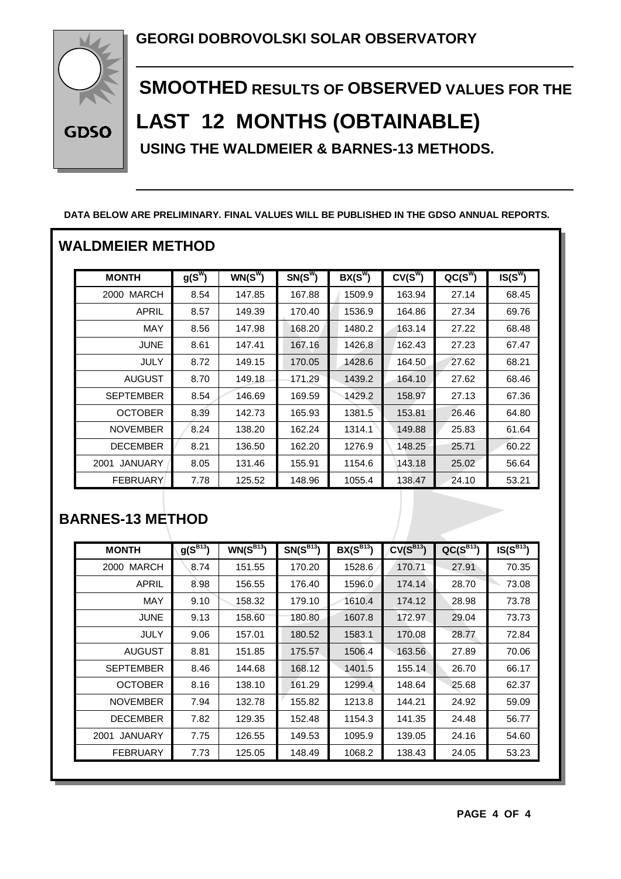**GEORGI DOBROVOLSKI SOLAR OBSERVATORY**

# SMOOTHED RESULTS OF OBSERVED VALUES FOR THE LAST 12 MONTHS (OBTAINABLE)

## USING THE WALDMEIER & BARNES-13 METHODS.

DATA BELOW ARE PRELIMINARY. FINAL VALUES WILL BE PUBLISHED IN THE GDSO ANNUAL REPORTS.

## WALDMEIER METHOD

| MONTH | $g(S^W)$ | $WN(S^W)$ | $SN(S^W)$ | $BX(S^W)$ | $CV(S^W)$ | $QC(S^W)$ | $IS(S^W)$ |
|---|---|---|---|---|---|---|---|
| 2000 MARCH | 8.54 | 147.85 | 167.88 | 1509.9 | 163.94 | 27.14 | 68.45 |
| APRIL | 8.57 | 149.39 | 170.40 | 1536.9 | 164.86 | 27.34 | 69.76 |
| MAY | 8.56 | 147.98 | 168.20 | 1480.2 | 163.14 | 27.22 | 68.48 |
| JUNE | 8.61 | 147.41 | 167.16 | 1426.8 | 162.43 | 27.23 | 67.47 |
| JULY | 8.72 | 149.15 | 170.05 | 1428.6 | 164.50 | 27.62 | 68.21 |
| AUGUST | 8.70 | 149.18 | 171.29 | 1439.2 | 164.10 | 27.62 | 68.46 |
| SEPTEMBER | 8.54 | 146.69 | 169.59 | 1429.2 | 158.97 | 27.13 | 67.36 |
| OCTOBER | 8.39 | 142.73 | 165.93 | 1381.5 | 153.81 | 26.46 | 64.80 |
| NOVEMBER | 8.24 | 138.20 | 162.24 | 1314.1 | 149.88 | 25.83 | 61.64 |
| DECEMBER | 8.21 | 136.50 | 162.20 | 1276.9 | 148.25 | 25.71 | 60.22 |
| 2001 JANUARY | 8.05 | 131.46 | 155.91 | 1154.6 | 143.18 | 25.02 | 56.64 |
| FEBRUARY | 7.78 | 125.52 | 148.96 | 1055.4 | 138.47 | 24.10 | 53.21 |

## BARNES-13 METHOD

| MONTH | $g(S^{B13})$ | $WN(S^{B13})$ | $SN(S^{B13})$ | $BX(S^{B13})$ | $CV(S^{B13})$ | $QC(S^{B13})$ | $IS(S^{B13})$ |
|---|---|---|---|---|---|---|---|
| 2000 MARCH | 8.74 | 151.55 | 170.20 | 1528.6 | 170.71 | 27.91 | 70.35 |
| APRIL | 8.98 | 156.55 | 176.40 | 1596.0 | 174.14 | 28.70 | 73.08 |
| MAY | 9.10 | 158.32 | 179.10 | 1610.4 | 174.12 | 28.98 | 73.78 |
| JUNE | 9.13 | 158.60 | 180.80 | 1607.8 | 172.97 | 29.04 | 73.73 |
| JULY | 9.06 | 157.01 | 180.52 | 1583.1 | 170.08 | 28.77 | 72.84 |
| AUGUST | 8.81 | 151.85 | 175.57 | 1506.4 | 163.56 | 27.89 | 70.06 |
| SEPTEMBER | 8.46 | 144.68 | 168.12 | 1401.5 | 155.14 | 26.70 | 66.17 |
| OCTOBER | 8.16 | 138.10 | 161.29 | 1299.4 | 148.64 | 25.68 | 62.37 |
| NOVEMBER | 7.94 | 132.78 | 155.82 | 1213.8 | 144.21 | 24.92 | 59.09 |
| DECEMBER | 7.82 | 129.35 | 152.48 | 1154.3 | 141.35 | 24.48 | 56.77 |
| 2001 JANUARY | 7.75 | 126.55 | 149.53 | 1095.9 | 139.05 | 24.16 | 54.60 |
| FEBRUARY | 7.73 | 125.05 | 148.49 | 1068.2 | 138.43 | 24.05 | 53.23 |